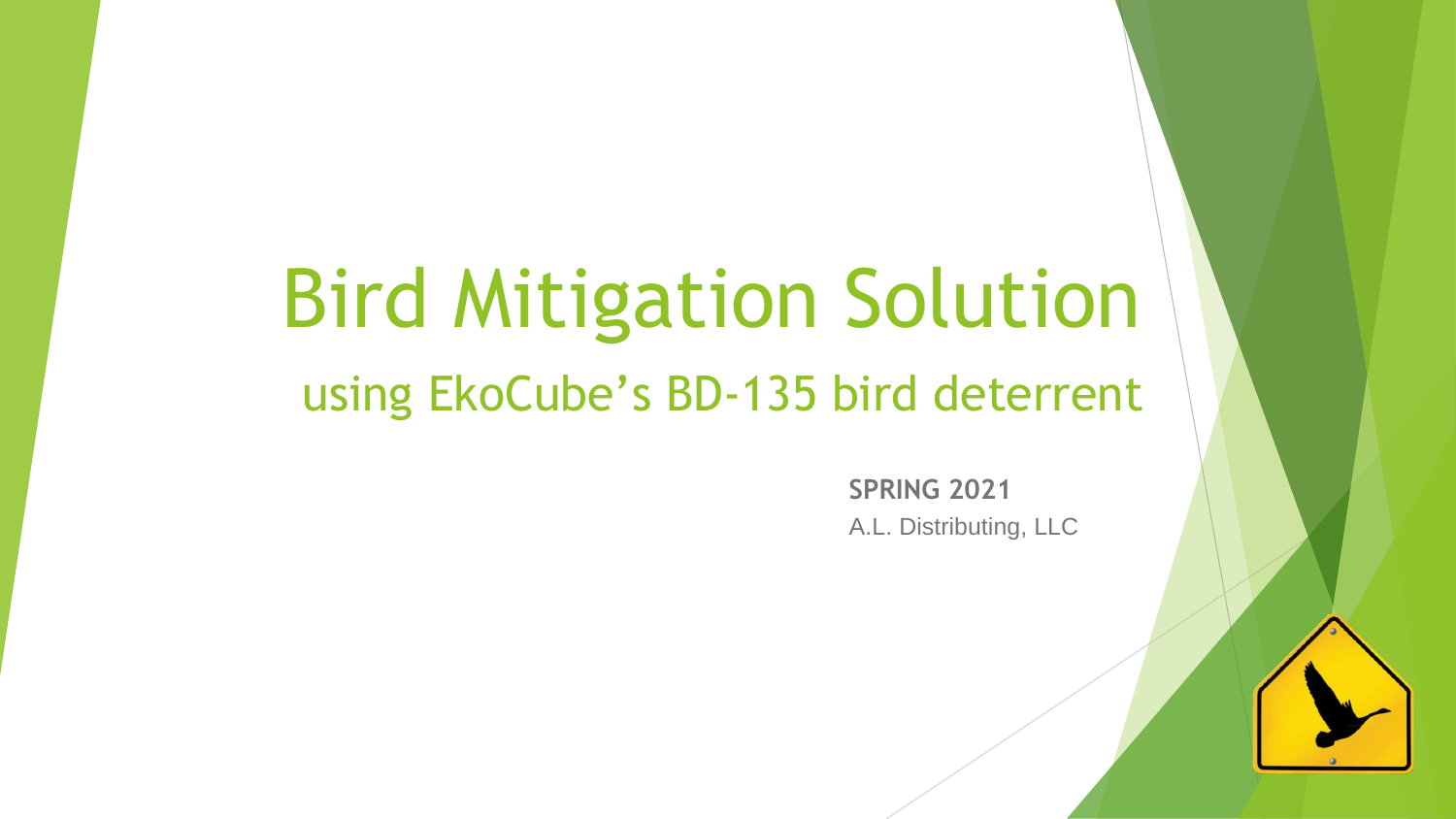# Bird Mitigation Solution

## using EkoCube's BD-135 bird deterrent

**SPRING 2021**

A.L. Distributing, LLC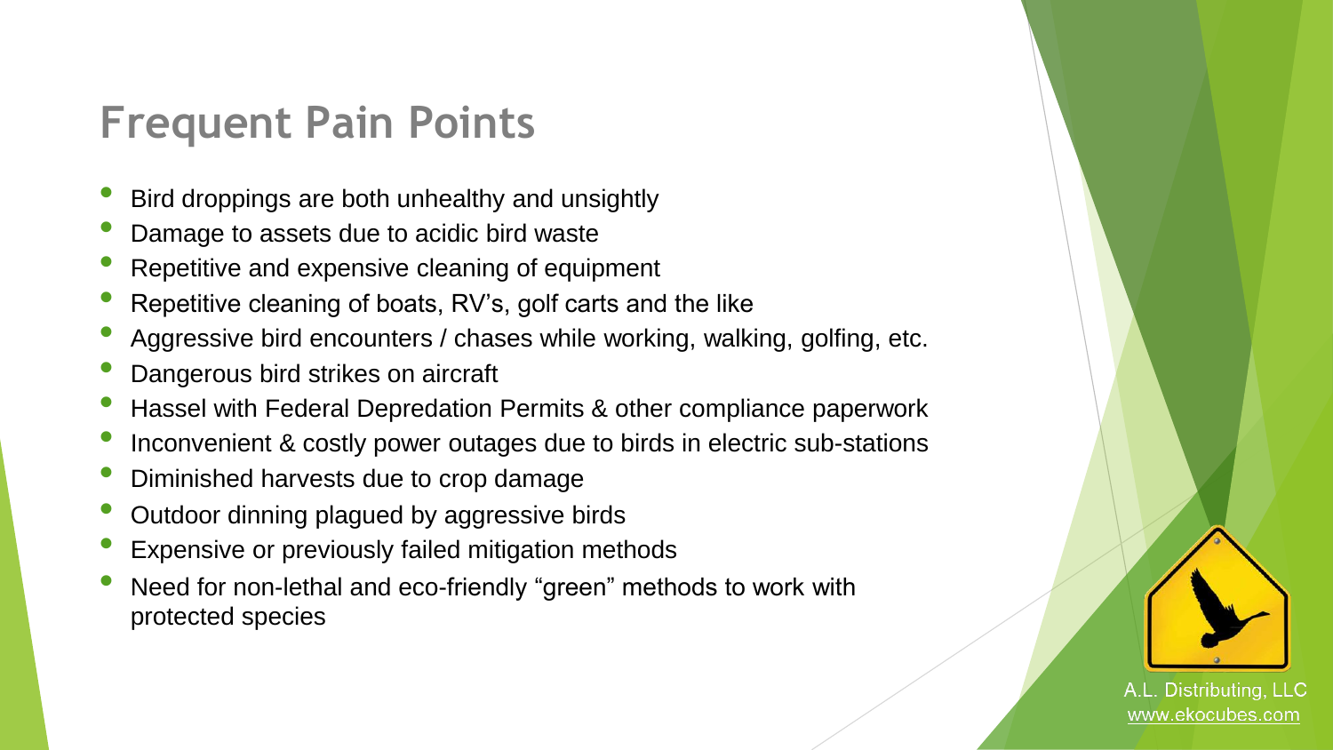# Frequent Pain Points

- Bird droppings are both unhealthy and unsightly
- Damage to assets due to acidic bird waste
- Repetitive and expensive cleaning of equipment
- Repetitive cleaning of boats, RV's, golf carts and the like
- Aggressive bird encounters / chases while working, walking, golfing, etc.
- Dangerous bird strikes on aircraft
- Hassel with Federal Depredation Permits & other compliance paperwork
- Inconvenient & costly power outages due to birds in electric sub-stations
- Diminished harvests due to crop damage
- Outdoor dinning plagued by aggressive birds
- Expensive or previously failed mitigation methods
- Need for non-lethal and eco-friendly "green" methods to work with protected species

A.L. Distributing, LLC
www.ekocubes.com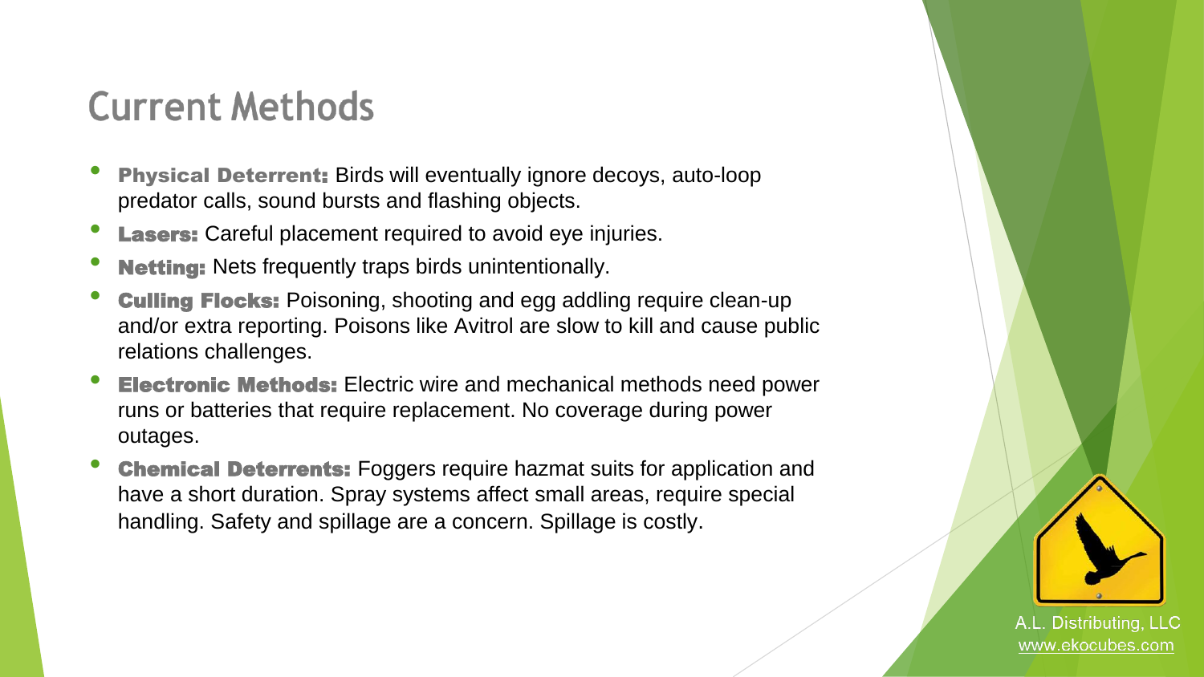# Current Methods

- **Physical Deterrent:** Birds will eventually ignore decoys, auto-loop predator calls, sound bursts and flashing objects.
- **Lasers:** Careful placement required to avoid eye injuries.
- **Netting:** Nets frequently traps birds unintentionally.
- **Culling Flocks:** Poisoning, shooting and egg addling require clean-up and/or extra reporting. Poisons like Avitrol are slow to kill and cause public relations challenges.
- **Electronic Methods:** Electric wire and mechanical methods need power runs or batteries that require replacement. No coverage during power outages.
- **Chemical Deterrents:** Foggers require hazmat suits for application and have a short duration. Spray systems affect small areas, require special handling. Safety and spillage are a concern. Spillage is costly.

A.L. Distributing, LLC
www.ekocubes.com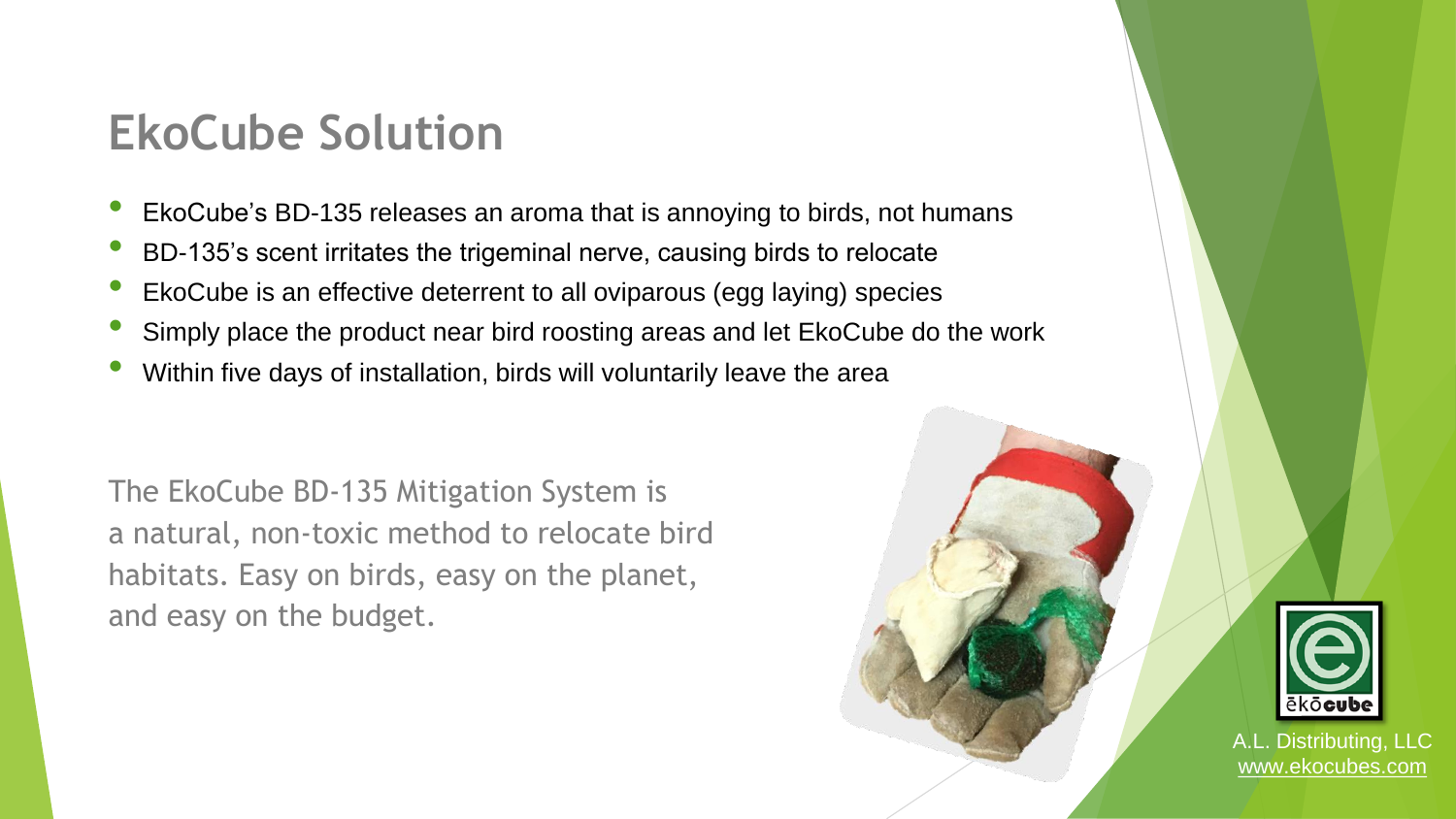# EkoCube Solution

- EkoCube's BD-135 releases an aroma that is annoying to birds, not humans
- BD-135's scent irritates the trigeminal nerve, causing birds to relocate
- EkoCube is an effective deterrent to all oviparous (egg laying) species
- Simply place the product near bird roosting areas and let EkoCube do the work
- Within five days of installation, birds will voluntarily leave the area

The EkoCube BD-135 Mitigation System is a natural, non-toxic method to relocate bird habitats. Easy on birds, easy on the planet, and easy on the budget.

A.L. Distributing, LLC
www.ekocubes.com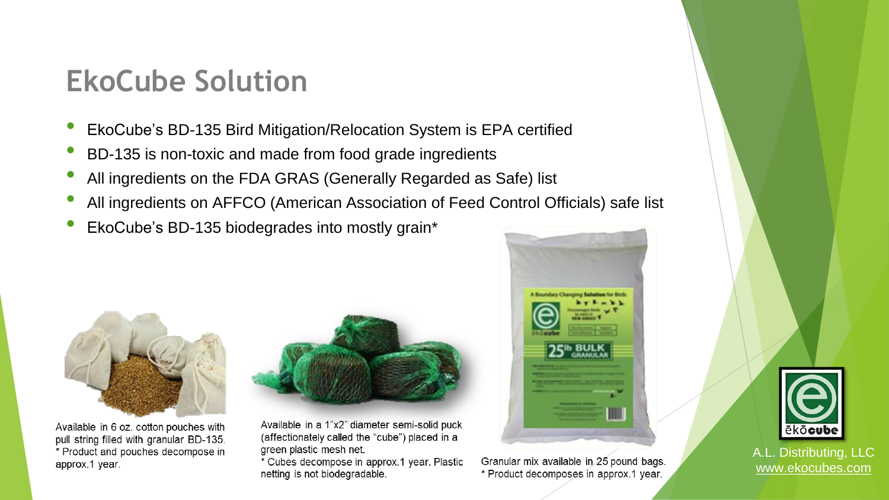# EkoCube Solution

- EkoCube's BD-135 Bird Mitigation/Relocation System is EPA certified
- BD-135 is non-toxic and made from food grade ingredients
- All ingredients on the FDA GRAS (Generally Regarded as Safe) list
- All ingredients on AFFCO (American Association of Feed Control Officials) safe list
- EkoCube's BD-135 biodegrades into mostly grain*

Available in 6 oz. cotton pouches with pull string filled with granular BD-135.
* Product and pouches decompose in approx.1 year.

Available in a 1"x2" diameter semi-solid puck (affectionately called the "cube") placed in a green plastic mesh net.
* Cubes decompose in approx.1 year. Plastic netting is not biodegradable.

Granular mix available in 25 pound bags.
* Product decomposes in approx.1 year.

A.L. Distributing, LLC
www.ekocubes.com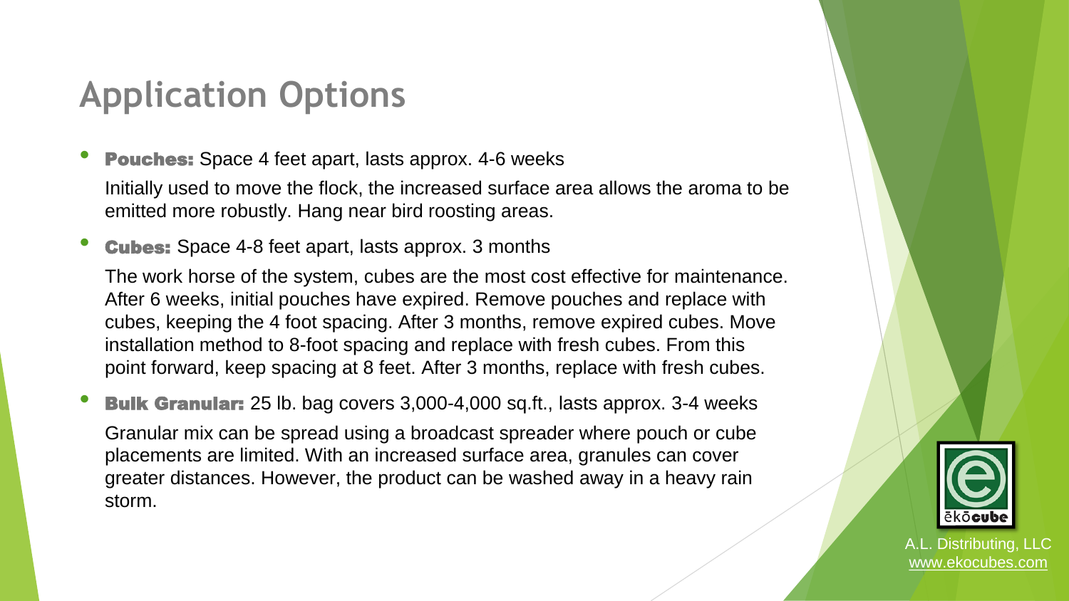# Application Options

- **Pouches:** Space 4 feet apart, lasts approx. 4-6 weeks

  Initially used to move the flock, the increased surface area allows the aroma to be emitted more robustly. Hang near bird roosting areas.

- **Cubes:** Space 4-8 feet apart, lasts approx. 3 months

  The work horse of the system, cubes are the most cost effective for maintenance. After 6 weeks, initial pouches have expired. Remove pouches and replace with cubes, keeping the 4 foot spacing. After 3 months, remove expired cubes. Move installation method to 8-foot spacing and replace with fresh cubes. From this point forward, keep spacing at 8 feet. After 3 months, replace with fresh cubes.

- **Bulk Granular:** 25 lb. bag covers 3,000-4,000 sq.ft., lasts approx. 3-4 weeks

  Granular mix can be spread using a broadcast spreader where pouch or cube placements are limited. With an increased surface area, granules can cover greater distances. However, the product can be washed away in a heavy rain storm.

ēkōcube

A.L. Distributing, LLC
www.ekocubes.com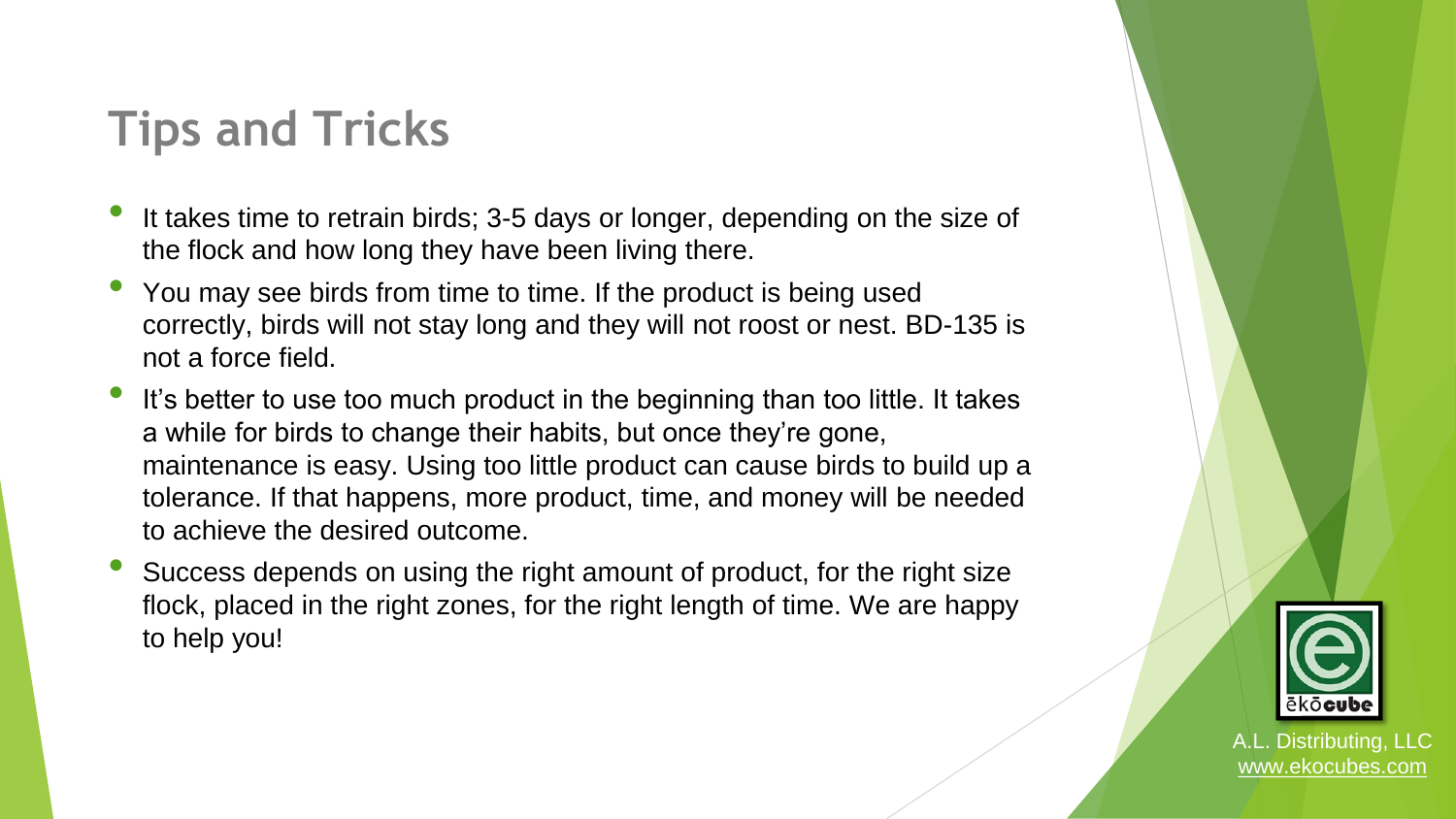# Tips and Tricks

- It takes time to retrain birds; 3-5 days or longer, depending on the size of the flock and how long they have been living there.
- You may see birds from time to time. If the product is being used correctly, birds will not stay long and they will not roost or nest. BD-135 is not a force field.
- It's better to use too much product in the beginning than too little. It takes a while for birds to change their habits, but once they're gone, maintenance is easy. Using too little product can cause birds to build up a tolerance. If that happens, more product, time, and money will be needed to achieve the desired outcome.
- Success depends on using the right amount of product, for the right size flock, placed in the right zones, for the right length of time. We are happy to help you!

ēkōcube

A.L. Distributing, LLC
www.ekocubes.com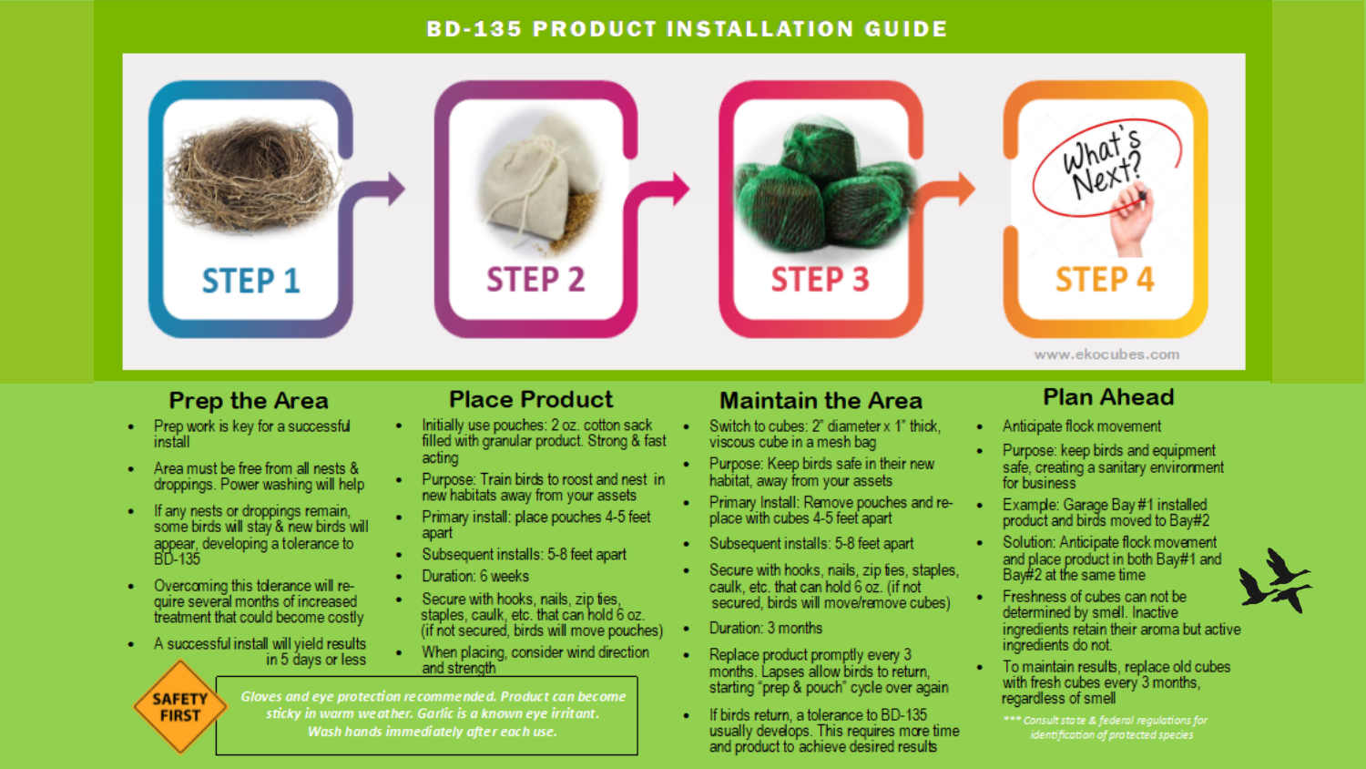# BD-135 PRODUCT INSTALLATION GUIDE

STEP 1

STEP 2

STEP 3

STEP 4

www.ekocubes.com

## Prep the Area

- Prep work is key for a successful install
- Area must be free from all nests & droppings. Power washing will help
- If any nests or droppings remain, some birds will stay & new birds will appear, developing a tolerance to BD-135
- Overcoming this tolerance will re-quire several months of increased treatment that could become costly
- A successful install will yield results in 5 days or less

## Place Product

- Initially use pouches: 2 oz. cotton sack filled with granular product. Strong & fast acting
- Purpose: Train birds to roost and nest in new habitats away from your assets
- Primary install: place pouches 4-5 feet apart
- Subsequent installs: 5-8 feet apart
- Duration: 6 weeks
- Secure with hooks, nails, zip ties, staples, caulk, etc. that can hold 6 oz. (if not secured, birds will move pouches)
- When placing, consider wind direction and strength

**SAFETY FIRST**

*Gloves and eye protection recommended. Product can become sticky in warm weather. Garlic is a known eye irritant. Wash hands immediately after each use.*

## Maintain the Area

- Switch to cubes: 2" diameter x 1" thick, viscous cube in a mesh bag
- Purpose: Keep birds safe in their new habitat, away from your assets
- Primary Install: Remove pouches and re-place with cubes 4-5 feet apart
- Subsequent installs: 5-8 feet apart
- Secure with hooks, nails, zip ties, staples, caulk, etc. that can hold 6 oz. (if not secured, birds will move/remove cubes)
- Duration: 3 months
- Replace product promptly every 3 months. Lapses allow birds to return, starting "prep & pouch" cycle over again
- If birds return, a tolerance to BD-135 usually develops. This requires more time and product to achieve desired results

## Plan Ahead

- Anticipate flock movement
- Purpose: keep birds and equipment safe, creating a sanitary environment for business
- Example: Garage Bay #1 installed product and birds moved to Bay#2
- Solution: Anticipate flock movement and place product in both Bay#1 and Bay#2 at the same time
- Freshness of cubes can not be determined by smell. Inactive ingredients retain their aroma but active ingredients do not.
- To maintain results, replace old cubes with fresh cubes every 3 months, regardless of smell

*\*\*\* Consult state & federal regulations for identification of protected species*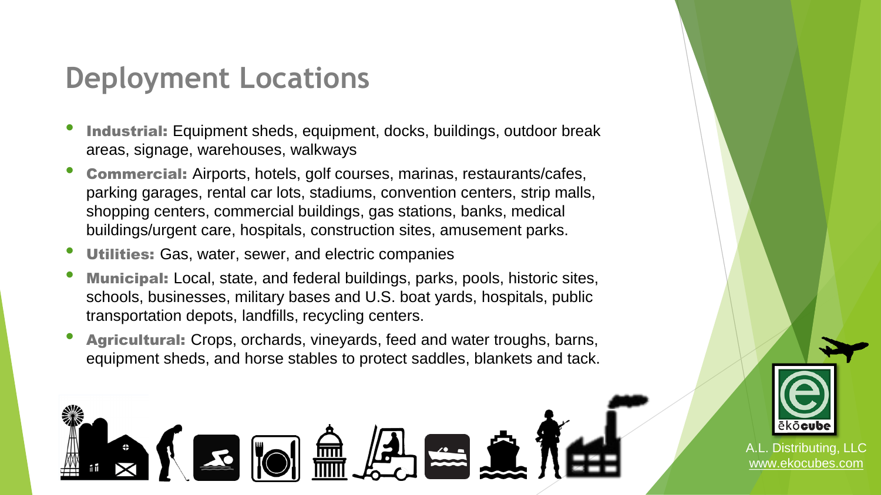# Deployment Locations

- **Industrial:** Equipment sheds, equipment, docks, buildings, outdoor break areas, signage, warehouses, walkways
- **Commercial:** Airports, hotels, golf courses, marinas, restaurants/cafes, parking garages, rental car lots, stadiums, convention centers, strip malls, shopping centers, commercial buildings, gas stations, banks, medical buildings/urgent care, hospitals, construction sites, amusement parks.
- **Utilities:** Gas, water, sewer, and electric companies
- **Municipal:** Local, state, and federal buildings, parks, pools, historic sites, schools, businesses, military bases and U.S. boat yards, hospitals, public transportation depots, landfills, recycling centers.
- **Agricultural:** Crops, orchards, vineyards, feed and water troughs, barns, equipment sheds, and horse stables to protect saddles, blankets and tack.

ēkōcube

A.L. Distributing, LLC
www.ekocubes.com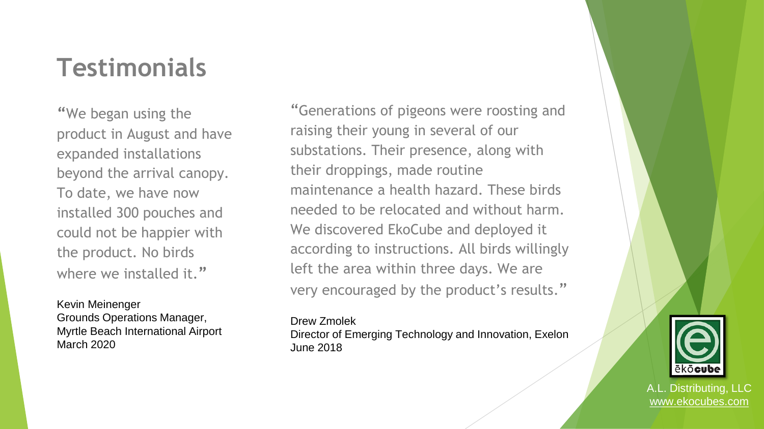# Testimonials

"We began using the product in August and have expanded installations beyond the arrival canopy. To date, we have now installed 300 pouches and could not be happier with the product. No birds where we installed it."

Kevin Meinenger
Grounds Operations Manager,
Myrtle Beach International Airport
March 2020

"Generations of pigeons were roosting and raising their young in several of our substations. Their presence, along with their droppings, made routine maintenance a health hazard. These birds needed to be relocated and without harm. We discovered EkoCube and deployed it according to instructions. All birds willingly left the area within three days. We are very encouraged by the product's results."

Drew Zmolek
Director of Emerging Technology and Innovation, Exelon
June 2018

ēkōcube

A.L. Distributing, LLC
www.ekocubes.com